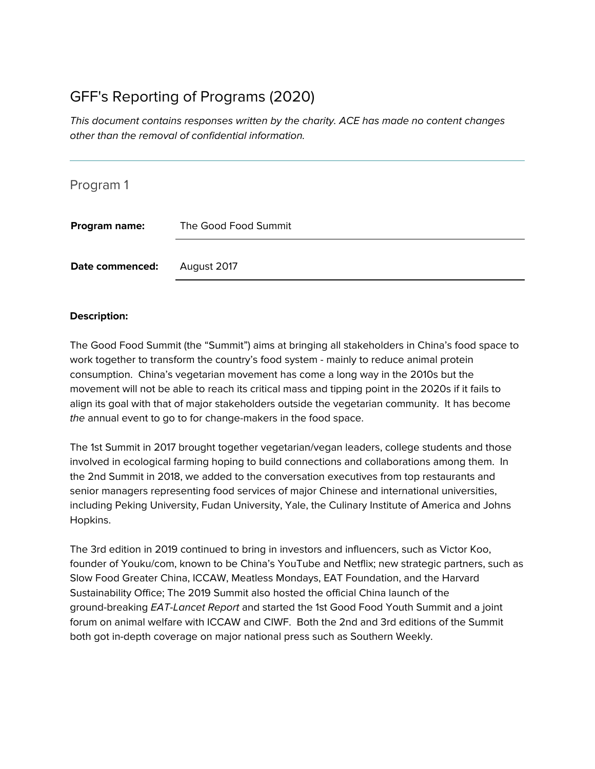# GFF's Reporting of Programs (2020)

*This document contains responses written by the charity. ACE has made no content changes other than the removal of confidential information.*

---

## Program 1

**Program name:** The Good Food Summit

**Date commenced:** August 2017

**Description:**

The Good Food Summit (the "Summit") aims at bringing all stakeholders in China's food space to work together to transform the country's food system - mainly to reduce animal protein consumption. China's vegetarian movement has come a long way in the 2010s but the movement will not be able to reach its critical mass and tipping point in the 2020s if it fails to align its goal with that of major stakeholders outside the vegetarian community. It has become *the* annual event to go to for change-makers in the food space.

The 1st Summit in 2017 brought together vegetarian/vegan leaders, college students and those involved in ecological farming hoping to build connections and collaborations among them. In the 2nd Summit in 2018, we added to the conversation executives from top restaurants and senior managers representing food services of major Chinese and international universities, including Peking University, Fudan University, Yale, the Culinary Institute of America and Johns Hopkins.

The 3rd edition in 2019 continued to bring in investors and influencers, such as Victor Koo, founder of Youku/com, known to be China's YouTube and Netflix; new strategic partners, such as Slow Food Greater China, ICCAW, Meatless Mondays, EAT Foundation, and the Harvard Sustainability Office; The 2019 Summit also hosted the official China launch of the ground-breaking *EAT-Lancet Report* and started the 1st Good Food Youth Summit and a joint forum on animal welfare with ICCAW and CIWF. Both the 2nd and 3rd editions of the Summit both got in-depth coverage on major national press such as Southern Weekly.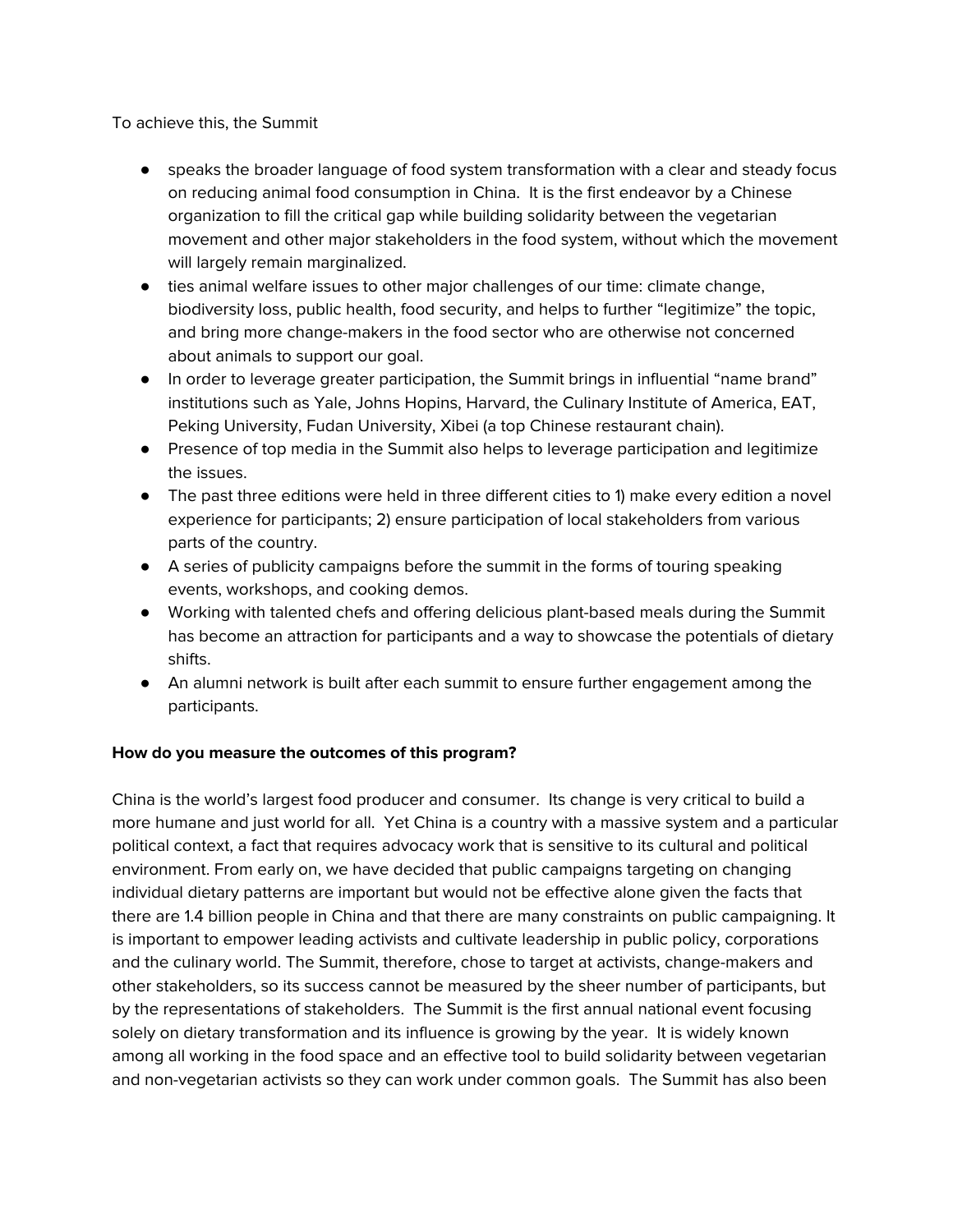To achieve this, the Summit

- speaks the broader language of food system transformation with a clear and steady focus on reducing animal food consumption in China.  It is the first endeavor by a Chinese organization to fill the critical gap while building solidarity between the vegetarian movement and other major stakeholders in the food system, without which the movement will largely remain marginalized.
- ties animal welfare issues to other major challenges of our time: climate change, biodiversity loss, public health, food security, and helps to further "legitimize" the topic, and bring more change-makers in the food sector who are otherwise not concerned about animals to support our goal.
- In order to leverage greater participation, the Summit brings in influential "name brand" institutions such as Yale, Johns Hopins, Harvard, the Culinary Institute of America, EAT, Peking University, Fudan University, Xibei (a top Chinese restaurant chain).
- Presence of top media in the Summit also helps to leverage participation and legitimize the issues.
- The past three editions were held in three different cities to 1) make every edition a novel experience for participants; 2) ensure participation of local stakeholders from various parts of the country.
- A series of publicity campaigns before the summit in the forms of touring speaking events, workshops, and cooking demos.
- Working with talented chefs and offering delicious plant-based meals during the Summit has become an attraction for participants and a way to showcase the potentials of dietary shifts.
- An alumni network is built after each summit to ensure further engagement among the participants.

**How do you measure the outcomes of this program?**

China is the world's largest food producer and consumer.  Its change is very critical to build a more humane and just world for all.  Yet China is a country with a massive system and a particular political context, a fact that requires advocacy work that is sensitive to its cultural and political environment. From early on, we have decided that public campaigns targeting on changing individual dietary patterns are important but would not be effective alone given the facts that there are 1.4 billion people in China and that there are many constraints on public campaigning. It is important to empower leading activists and cultivate leadership in public policy, corporations and the culinary world. The Summit, therefore, chose to target at activists, change-makers and other stakeholders, so its success cannot be measured by the sheer number of participants, but by the representations of stakeholders.  The Summit is the first annual national event focusing solely on dietary transformation and its influence is growing by the year.  It is widely known among all working in the food space and an effective tool to build solidarity between vegetarian and non-vegetarian activists so they can work under common goals.  The Summit has also been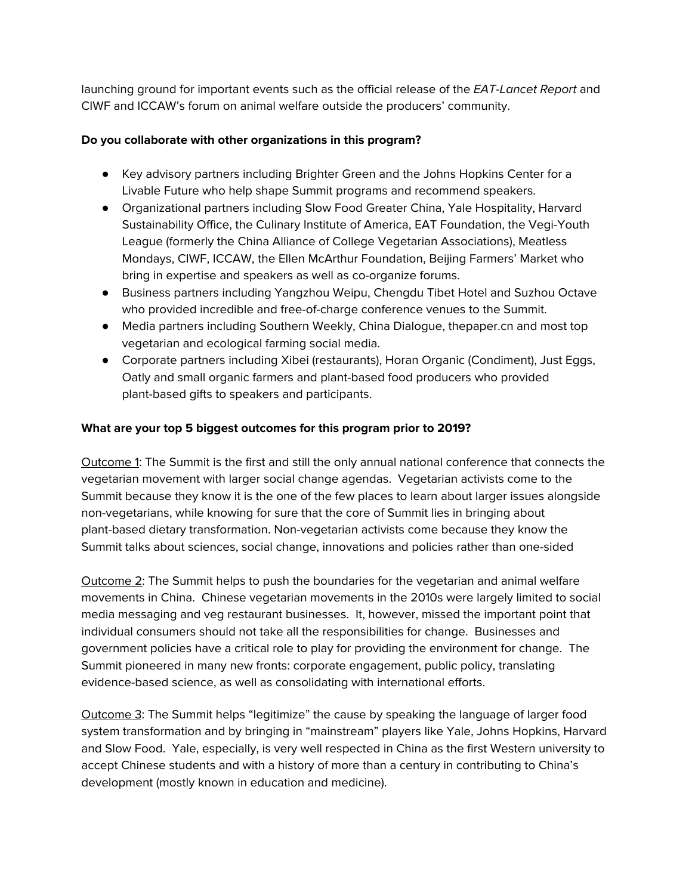launching ground for important events such as the official release of the *EAT-Lancet Report* and CIWF and ICCAW's forum on animal welfare outside the producers' community.

**Do you collaborate with other organizations in this program?**

- Key advisory partners including Brighter Green and the Johns Hopkins Center for a Livable Future who help shape Summit programs and recommend speakers.
- Organizational partners including Slow Food Greater China, Yale Hospitality, Harvard Sustainability Office, the Culinary Institute of America, EAT Foundation, the Vegi-Youth League (formerly the China Alliance of College Vegetarian Associations), Meatless Mondays, CIWF, ICCAW, the Ellen McArthur Foundation, Beijing Farmers' Market who bring in expertise and speakers as well as co-organize forums.
- Business partners including Yangzhou Weipu, Chengdu Tibet Hotel and Suzhou Octave who provided incredible and free-of-charge conference venues to the Summit.
- Media partners including Southern Weekly, China Dialogue, thepaper.cn and most top vegetarian and ecological farming social media.
- Corporate partners including Xibei (restaurants), Horan Organic (Condiment), Just Eggs, Oatly and small organic farmers and plant-based food producers who provided plant-based gifts to speakers and participants.

**What are your top 5 biggest outcomes for this program prior to 2019?**

<u>Outcome 1</u>: The Summit is the first and still the only annual national conference that connects the vegetarian movement with larger social change agendas. Vegetarian activists come to the Summit because they know it is the one of the few places to learn about larger issues alongside non-vegetarians, while knowing for sure that the core of Summit lies in bringing about plant-based dietary transformation. Non-vegetarian activists come because they know the Summit talks about sciences, social change, innovations and policies rather than one-sided

<u>Outcome 2</u>: The Summit helps to push the boundaries for the vegetarian and animal welfare movements in China. Chinese vegetarian movements in the 2010s were largely limited to social media messaging and veg restaurant businesses. It, however, missed the important point that individual consumers should not take all the responsibilities for change. Businesses and government policies have a critical role to play for providing the environment for change. The Summit pioneered in many new fronts: corporate engagement, public policy, translating evidence-based science, as well as consolidating with international efforts.

<u>Outcome 3</u>: The Summit helps "legitimize" the cause by speaking the language of larger food system transformation and by bringing in "mainstream" players like Yale, Johns Hopkins, Harvard and Slow Food. Yale, especially, is very well respected in China as the first Western university to accept Chinese students and with a history of more than a century in contributing to China's development (mostly known in education and medicine).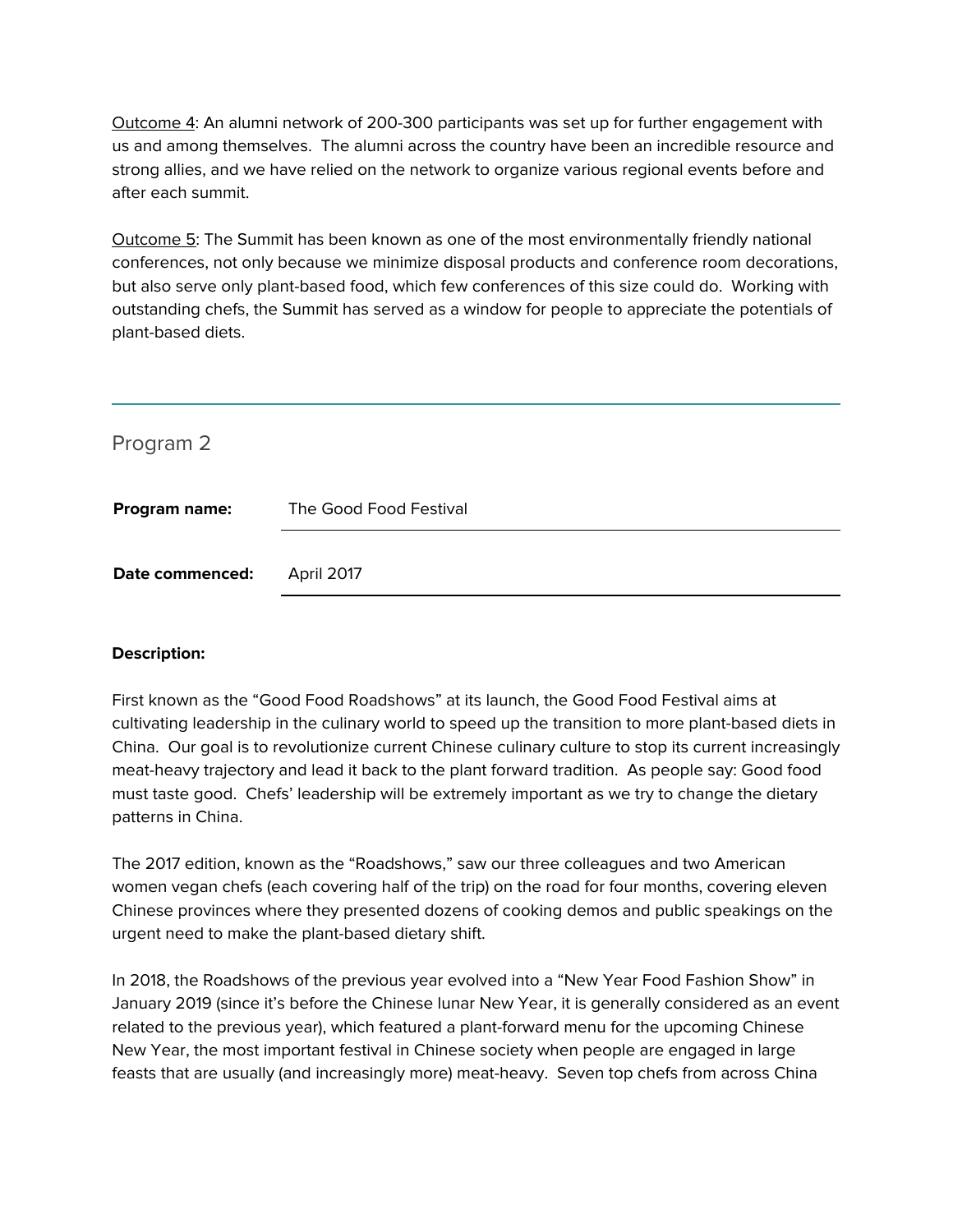Outcome 4: An alumni network of 200-300 participants was set up for further engagement with us and among themselves. The alumni across the country have been an incredible resource and strong allies, and we have relied on the network to organize various regional events before and after each summit.

Outcome 5: The Summit has been known as one of the most environmentally friendly national conferences, not only because we minimize disposal products and conference room decorations, but also serve only plant-based food, which few conferences of this size could do. Working with outstanding chefs, the Summit has served as a window for people to appreciate the potentials of plant-based diets.

---

## Program 2

| | |
|---|---|
| **Program name:** | The Good Food Festival |
| **Date commenced:** | April 2017 |

**Description:**

First known as the "Good Food Roadshows" at its launch, the Good Food Festival aims at cultivating leadership in the culinary world to speed up the transition to more plant-based diets in China. Our goal is to revolutionize current Chinese culinary culture to stop its current increasingly meat-heavy trajectory and lead it back to the plant forward tradition. As people say: Good food must taste good. Chefs' leadership will be extremely important as we try to change the dietary patterns in China.

The 2017 edition, known as the "Roadshows," saw our three colleagues and two American women vegan chefs (each covering half of the trip) on the road for four months, covering eleven Chinese provinces where they presented dozens of cooking demos and public speakings on the urgent need to make the plant-based dietary shift.

In 2018, the Roadshows of the previous year evolved into a "New Year Food Fashion Show" in January 2019 (since it's before the Chinese lunar New Year, it is generally considered as an event related to the previous year), which featured a plant-forward menu for the upcoming Chinese New Year, the most important festival in Chinese society when people are engaged in large feasts that are usually (and increasingly more) meat-heavy. Seven top chefs from across China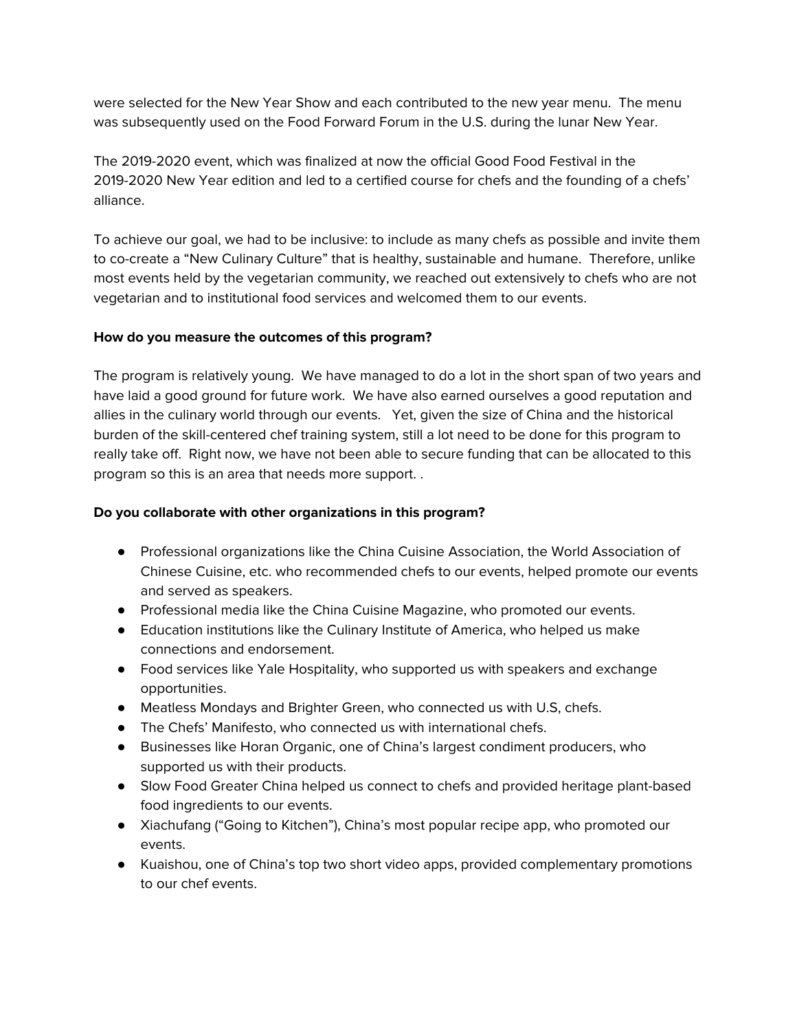were selected for the New Year Show and each contributed to the new year menu. The menu was subsequently used on the Food Forward Forum in the U.S. during the lunar New Year.

The 2019-2020 event, which was finalized at now the official Good Food Festival in the 2019-2020 New Year edition and led to a certified course for chefs and the founding of a chefs' alliance.

To achieve our goal, we had to be inclusive: to include as many chefs as possible and invite them to co-create a "New Culinary Culture" that is healthy, sustainable and humane. Therefore, unlike most events held by the vegetarian community, we reached out extensively to chefs who are not vegetarian and to institutional food services and welcomed them to our events.

**How do you measure the outcomes of this program?**

The program is relatively young. We have managed to do a lot in the short span of two years and have laid a good ground for future work. We have also earned ourselves a good reputation and allies in the culinary world through our events. Yet, given the size of China and the historical burden of the skill-centered chef training system, still a lot need to be done for this program to really take off. Right now, we have not been able to secure funding that can be allocated to this program so this is an area that needs more support. .

**Do you collaborate with other organizations in this program?**

- Professional organizations like the China Cuisine Association, the World Association of Chinese Cuisine, etc. who recommended chefs to our events, helped promote our events and served as speakers.
- Professional media like the China Cuisine Magazine, who promoted our events.
- Education institutions like the Culinary Institute of America, who helped us make connections and endorsement.
- Food services like Yale Hospitality, who supported us with speakers and exchange opportunities.
- Meatless Mondays and Brighter Green, who connected us with U.S, chefs.
- The Chefs' Manifesto, who connected us with international chefs.
- Businesses like Horan Organic, one of China's largest condiment producers, who supported us with their products.
- Slow Food Greater China helped us connect to chefs and provided heritage plant-based food ingredients to our events.
- Xiachufang ("Going to Kitchen"), China's most popular recipe app, who promoted our events.
- Kuaishou, one of China's top two short video apps, provided complementary promotions to our chef events.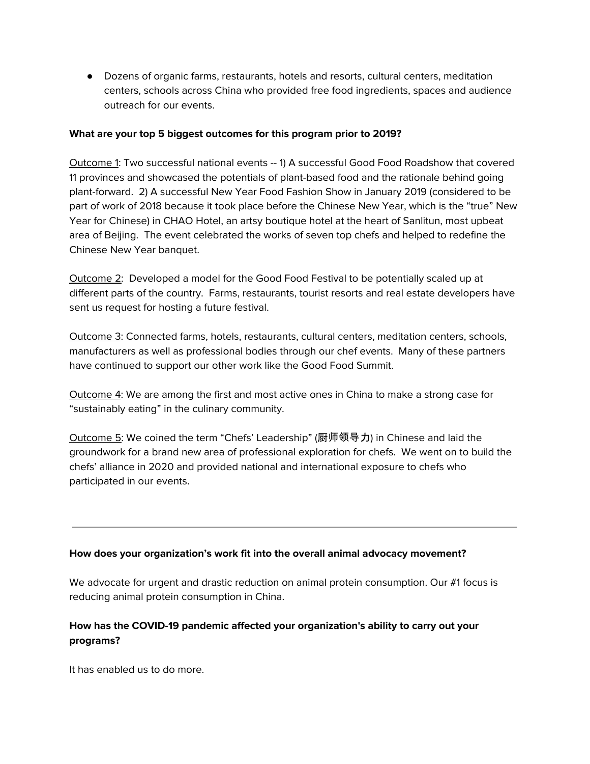- Dozens of organic farms, restaurants, hotels and resorts, cultural centers, meditation centers, schools across China who provided free food ingredients, spaces and audience outreach for our events.

**What are your top 5 biggest outcomes for this program prior to 2019?**

Outcome 1: Two successful national events -- 1) A successful Good Food Roadshow that covered 11 provinces and showcased the potentials of plant-based food and the rationale behind going plant-forward. 2) A successful New Year Food Fashion Show in January 2019 (considered to be part of work of 2018 because it took place before the Chinese New Year, which is the "true" New Year for Chinese) in CHAO Hotel, an artsy boutique hotel at the heart of Sanlitun, most upbeat area of Beijing. The event celebrated the works of seven top chefs and helped to redefine the Chinese New Year banquet.

Outcome 2: Developed a model for the Good Food Festival to be potentially scaled up at different parts of the country. Farms, restaurants, tourist resorts and real estate developers have sent us request for hosting a future festival.

Outcome 3: Connected farms, hotels, restaurants, cultural centers, meditation centers, schools, manufacturers as well as professional bodies through our chef events. Many of these partners have continued to support our other work like the Good Food Summit.

Outcome 4: We are among the first and most active ones in China to make a strong case for "sustainably eating" in the culinary community.

Outcome 5: We coined the term "Chefs' Leadership" (厨师领导力) in Chinese and laid the groundwork for a brand new area of professional exploration for chefs. We went on to build the chefs' alliance in 2020 and provided national and international exposure to chefs who participated in our events.

---

**How does your organization's work fit into the overall animal advocacy movement?**

We advocate for urgent and drastic reduction on animal protein consumption. Our #1 focus is reducing animal protein consumption in China.

**How has the COVID-19 pandemic affected your organization's ability to carry out your programs?**

It has enabled us to do more.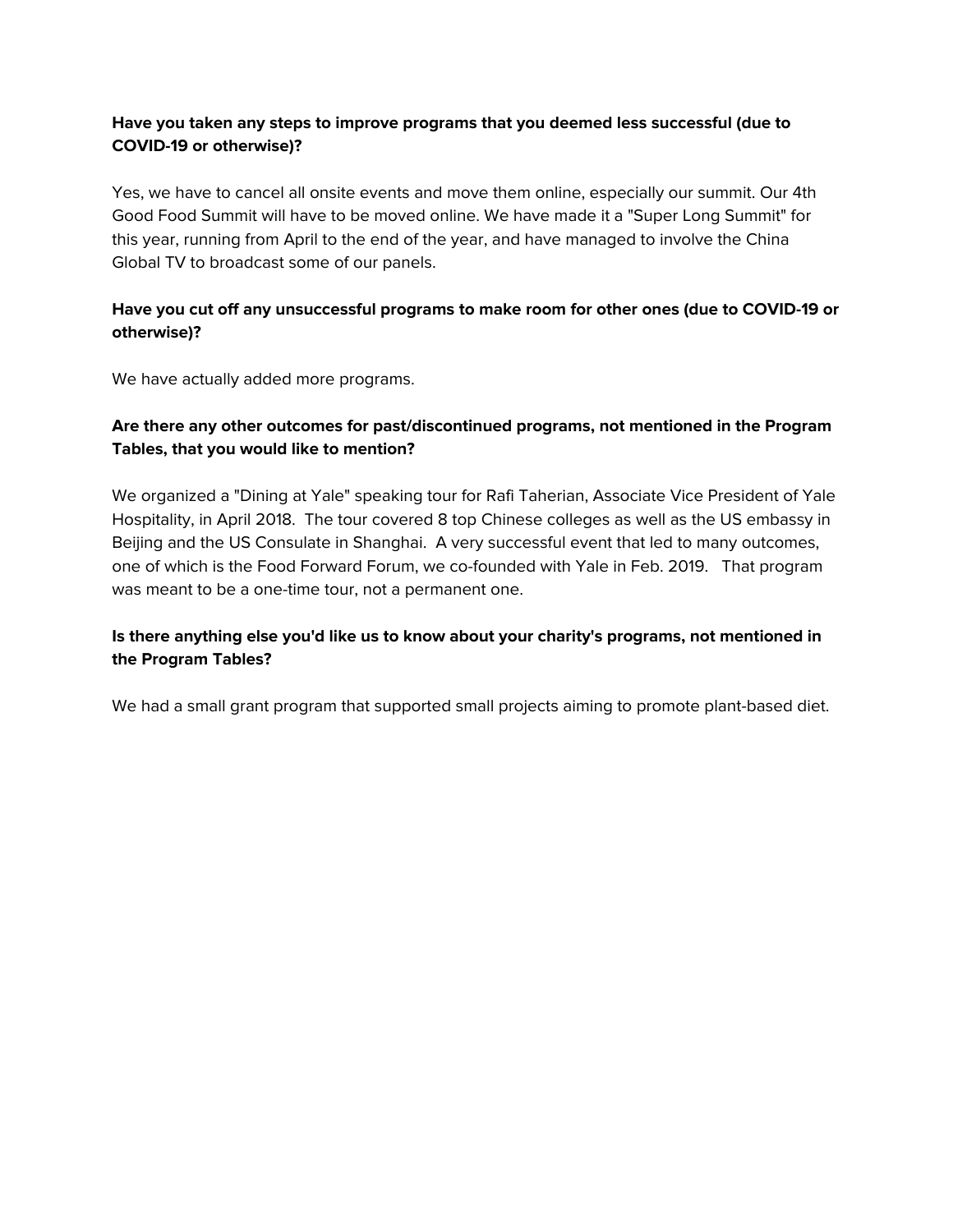**Have you taken any steps to improve programs that you deemed less successful (due to COVID-19 or otherwise)?**

Yes, we have to cancel all onsite events and move them online, especially our summit. Our 4th Good Food Summit will have to be moved online. We have made it a "Super Long Summit" for this year, running from April to the end of the year, and have managed to involve the China Global TV to broadcast some of our panels.

**Have you cut off any unsuccessful programs to make room for other ones (due to COVID-19 or otherwise)?**

We have actually added more programs.

**Are there any other outcomes for past/discontinued programs, not mentioned in the Program Tables, that you would like to mention?**

We organized a "Dining at Yale" speaking tour for Rafi Taherian, Associate Vice President of Yale Hospitality, in April 2018. The tour covered 8 top Chinese colleges as well as the US embassy in Beijing and the US Consulate in Shanghai. A very successful event that led to many outcomes, one of which is the Food Forward Forum, we co-founded with Yale in Feb. 2019. That program was meant to be a one-time tour, not a permanent one.

**Is there anything else you'd like us to know about your charity's programs, not mentioned in the Program Tables?**

We had a small grant program that supported small projects aiming to promote plant-based diet.